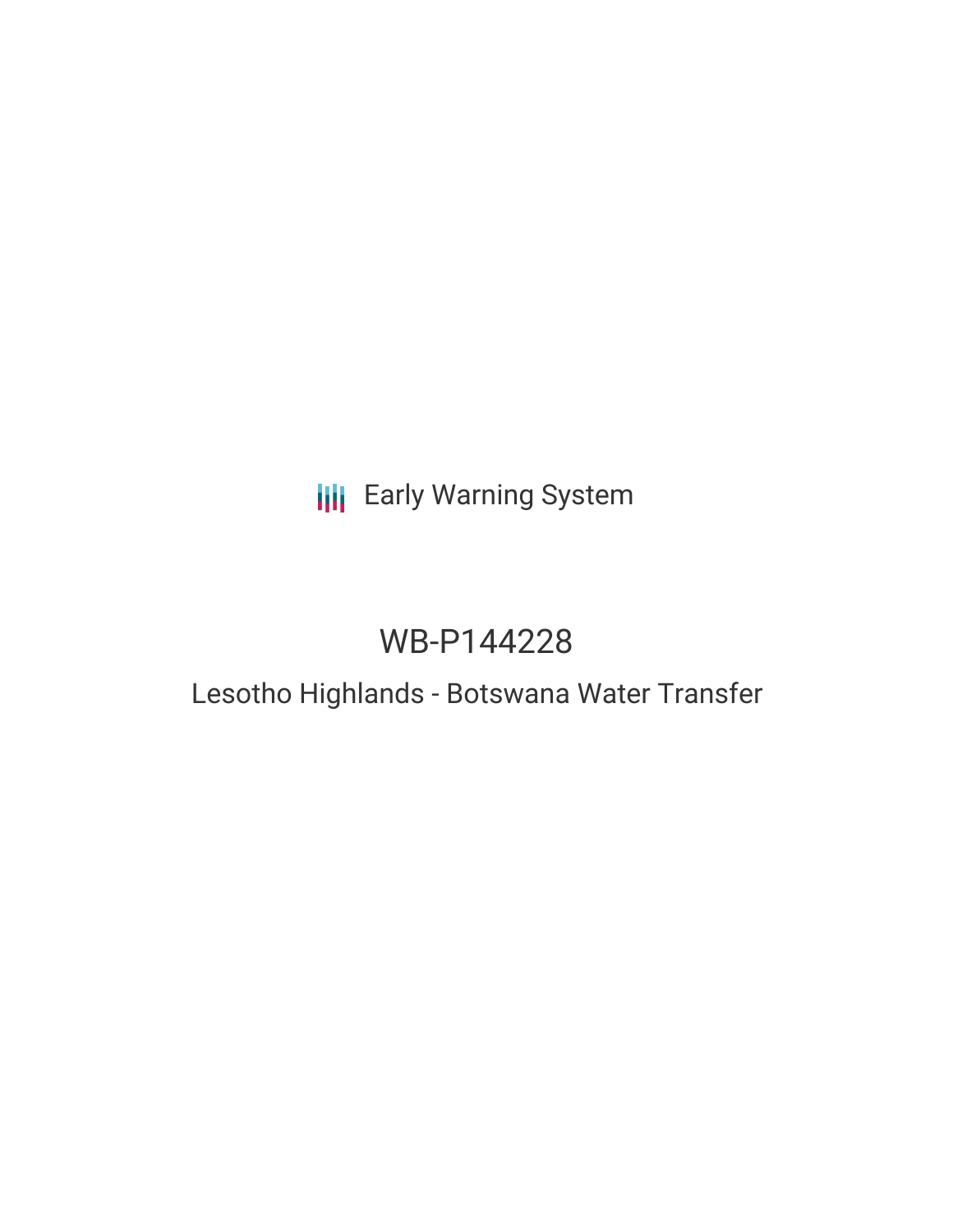Early Warning System

# WB-P144228

## Lesotho Highlands - Botswana Water Transfer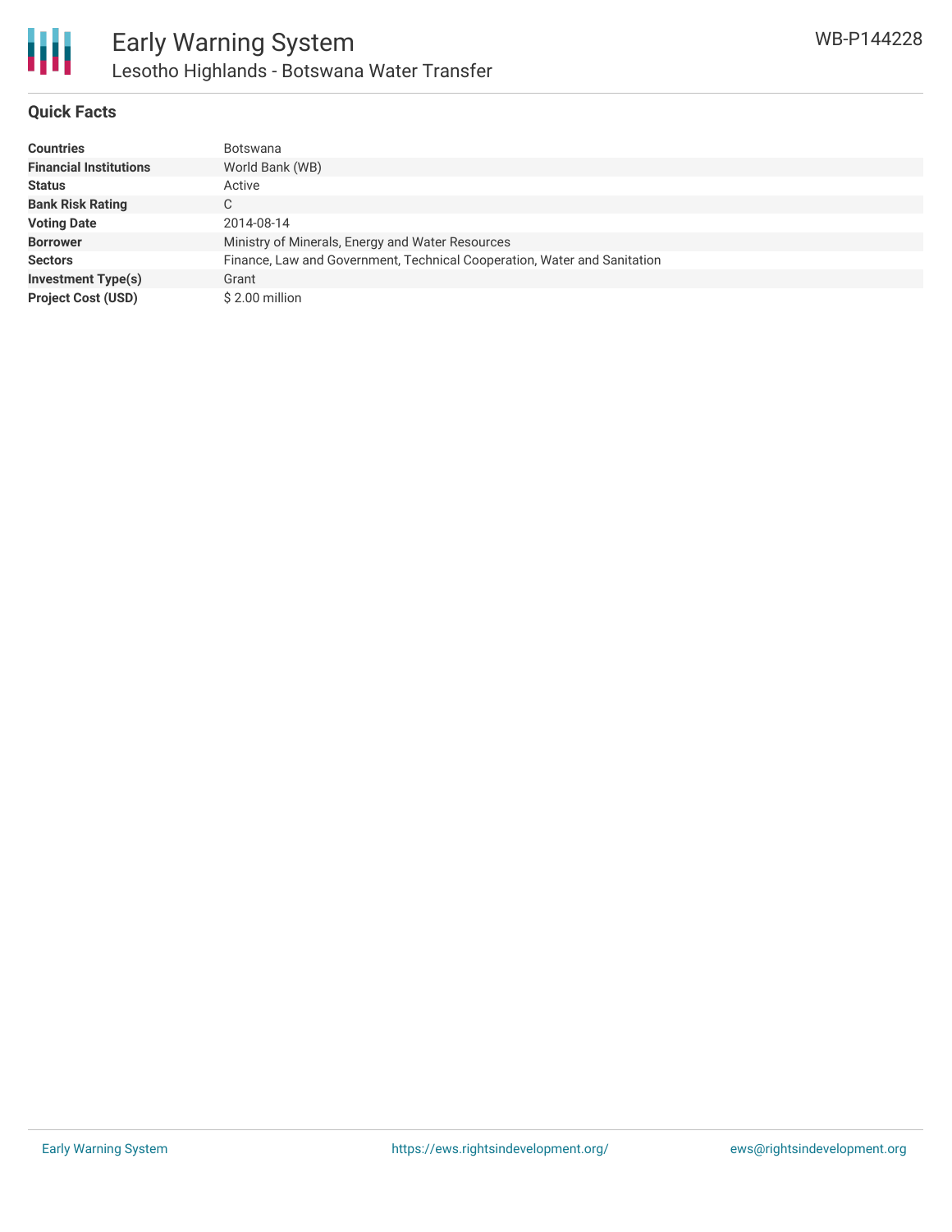# Early Warning System

## Lesotho Highlands - Botswana Water Transfer

WB-P144228

### Quick Facts

| | |
|---|---|
| **Countries** | Botswana |
| **Financial Institutions** | World Bank (WB) |
| **Status** | Active |
| **Bank Risk Rating** | C |
| **Voting Date** | 2014-08-14 |
| **Borrower** | Ministry of Minerals, Energy and Water Resources |
| **Sectors** | Finance, Law and Government, Technical Cooperation, Water and Sanitation |
| **Investment Type(s)** | Grant |
| **Project Cost (USD)** | $ 2.00 million |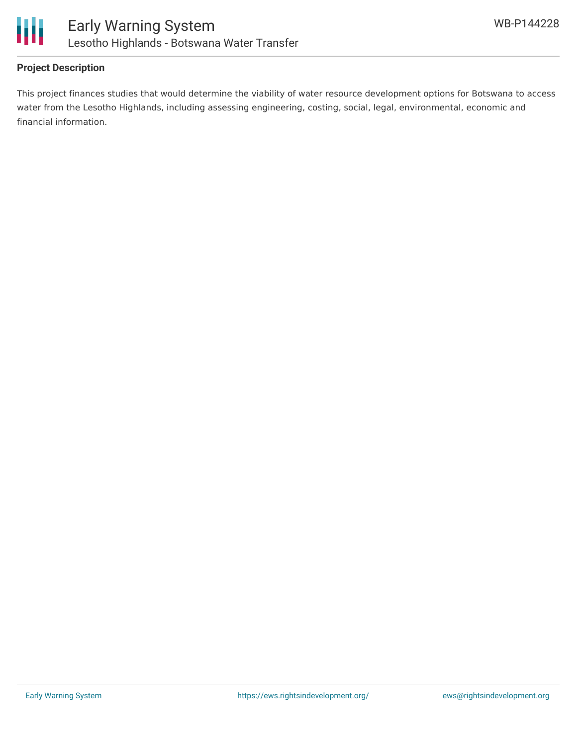## Project Description

This project finances studies that would determine the viability of water resource development options for Botswana to access water from the Lesotho Highlands, including assessing engineering, costing, social, legal, environmental, economic and financial information.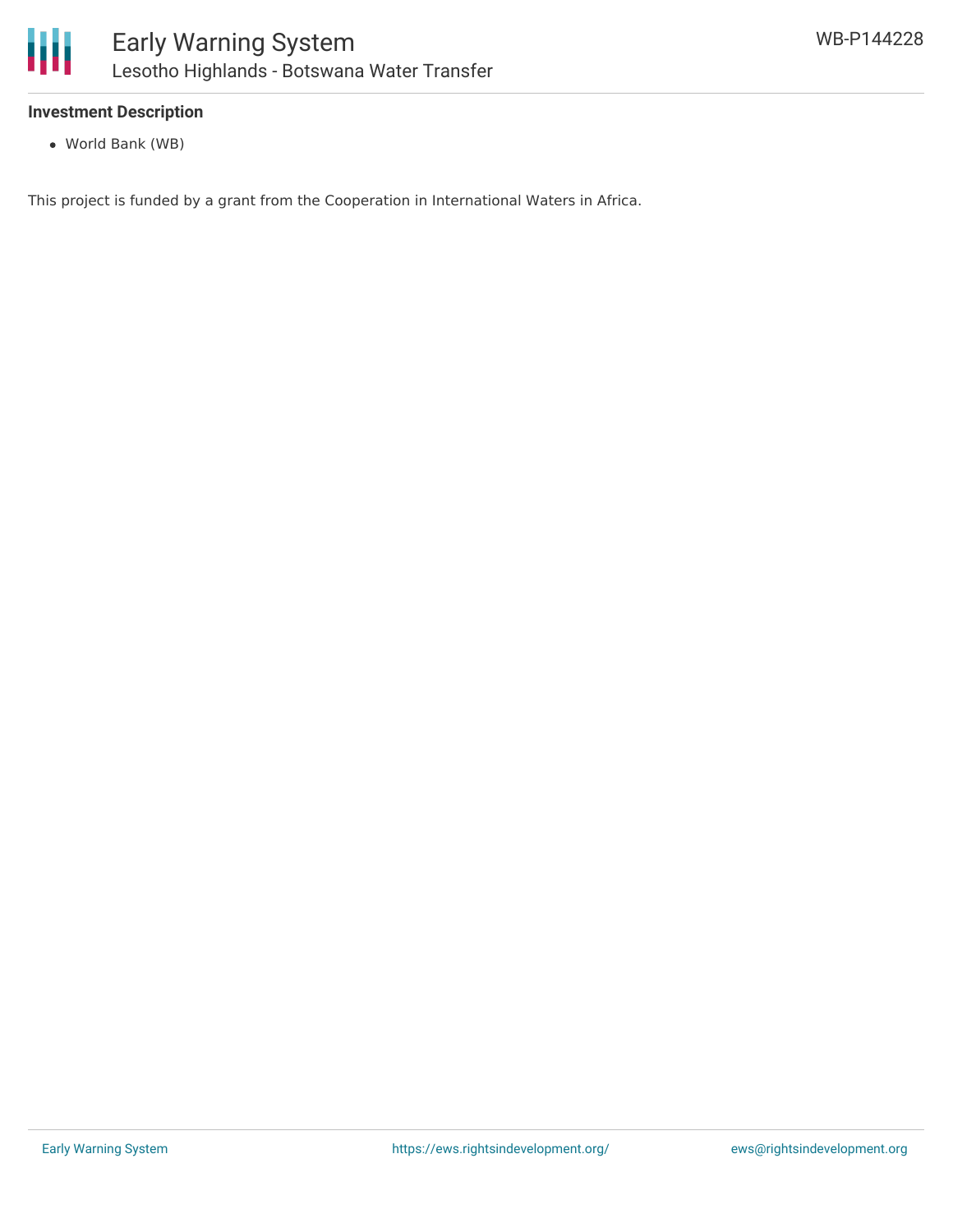### Investment Description

- World Bank (WB)

This project is funded by a grant from the Cooperation in International Waters in Africa.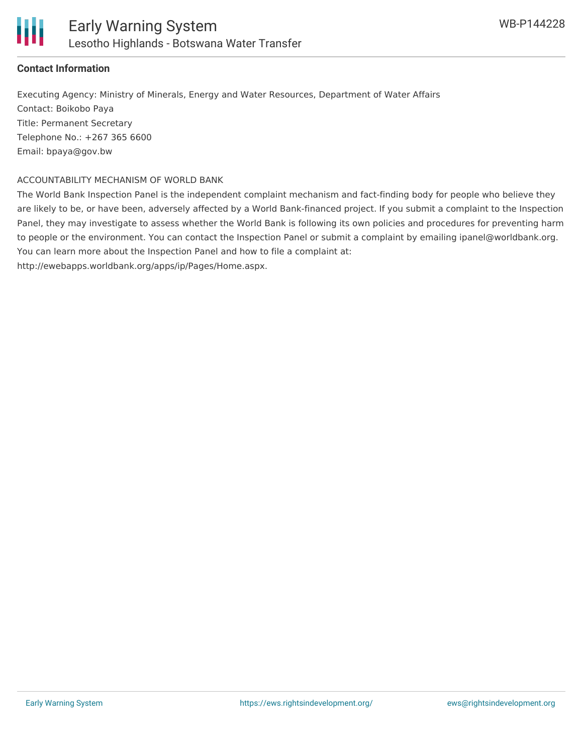**Contact Information**

Executing Agency: Ministry of Minerals, Energy and Water Resources, Department of Water Affairs
Contact: Boikobo Paya
Title: Permanent Secretary
Telephone No.: +267 365 6600
Email: bpaya@gov.bw

ACCOUNTABILITY MECHANISM OF WORLD BANK
The World Bank Inspection Panel is the independent complaint mechanism and fact-finding body for people who believe they are likely to be, or have been, adversely affected by a World Bank-financed project. If you submit a complaint to the Inspection Panel, they may investigate to assess whether the World Bank is following its own policies and procedures for preventing harm to people or the environment. You can contact the Inspection Panel or submit a complaint by emailing ipanel@worldbank.org. You can learn more about the Inspection Panel and how to file a complaint at:
http://ewebapps.worldbank.org/apps/ip/Pages/Home.aspx.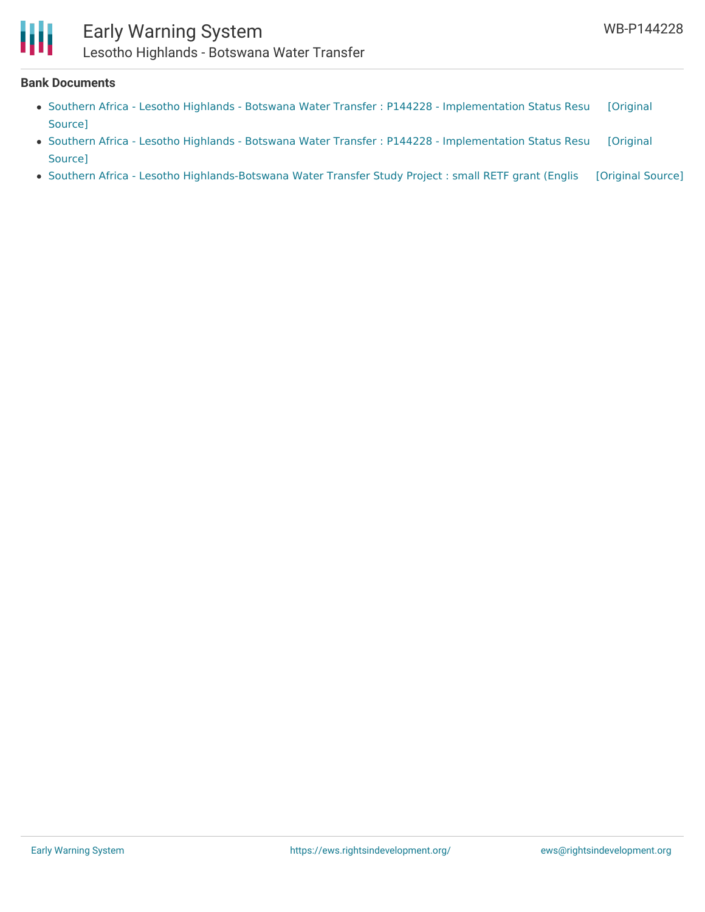**Bank Documents**

- Southern Africa - Lesotho Highlands - Botswana Water Transfer : P144228 - Implementation Status Resu [Original Source]
- Southern Africa - Lesotho Highlands - Botswana Water Transfer : P144228 - Implementation Status Resu [Original Source]
- Southern Africa - Lesotho Highlands-Botswana Water Transfer Study Project : small RETF grant (Englis [Original Source]